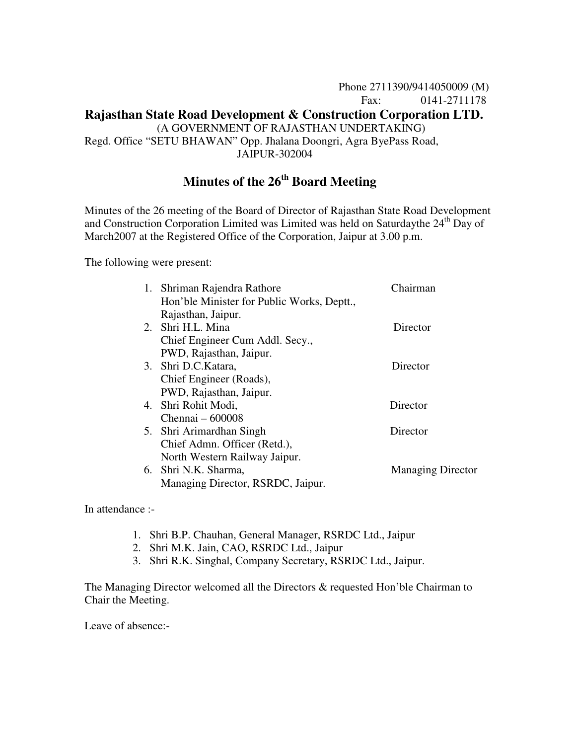Phone 2711390/9414050009 (M)
Fax: 0141-2711178

**Rajasthan State Road Development & Construction Corporation LTD.**

(A GOVERNMENT OF RAJASTHAN UNDERTAKING)

Regd. Office "SETU BHAWAN" Opp. Jhalana Doongri, Agra ByePass Road, JAIPUR-302004

# Minutes of the 26th Board Meeting

Minutes of the 26 meeting of the Board of Director of Rajasthan State Road Development and Construction Corporation Limited was Limited was held on Saturdaythe 24th Day of March2007 at the Registered Office of the Corporation, Jaipur at 3.00 p.m.

The following were present:

| | | |
|---|---|---|
| 1. | Shriman Rajendra Rathore<br>Hon'ble Minister for Public Works, Deptt., Rajasthan, Jaipur. | Chairman |
| 2. | Shri H.L. Mina<br>Chief Engineer Cum Addl. Secy., PWD, Rajasthan, Jaipur. | Director |
| 3. | Shri D.C.Katara,<br>Chief Engineer (Roads), PWD, Rajasthan, Jaipur. | Director |
| 4. | Shri Rohit Modi,<br>Chennai – 600008 | Director |
| 5. | Shri Arimardhan Singh<br>Chief Admn. Officer (Retd.), North Western Railway Jaipur. | Director |
| 6. | Shri N.K. Sharma,<br>Managing Director, RSRDC, Jaipur. | Managing Director |

In attendance :-

1. Shri B.P. Chauhan, General Manager, RSRDC Ltd., Jaipur
2. Shri M.K. Jain, CAO, RSRDC Ltd., Jaipur
3. Shri R.K. Singhal, Company Secretary, RSRDC Ltd., Jaipur.

The Managing Director welcomed all the Directors & requested Hon'ble Chairman to Chair the Meeting.

Leave of absence:-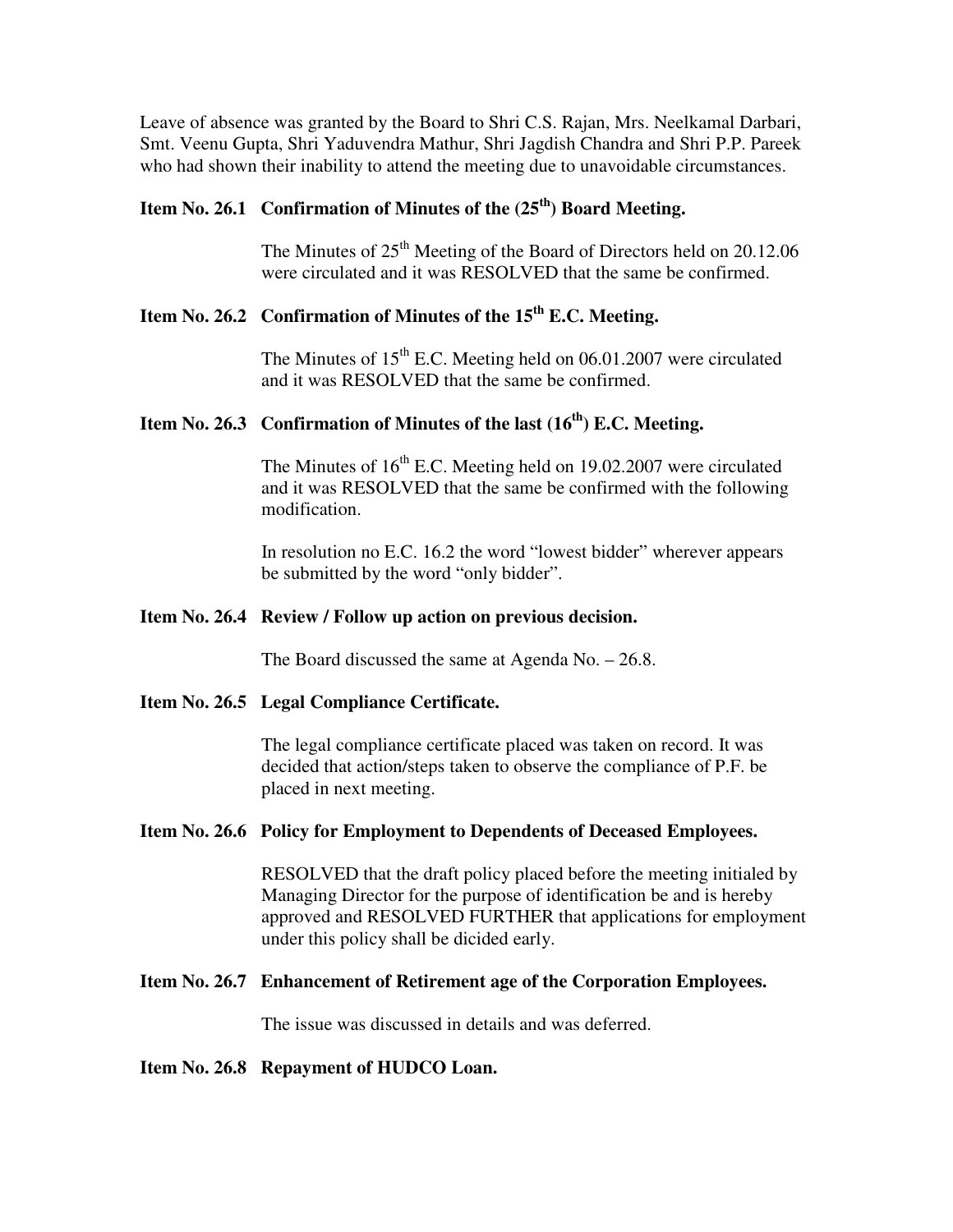Leave of absence was granted by the Board to Shri C.S. Rajan, Mrs. Neelkamal Darbari, Smt. Veenu Gupta, Shri Yaduvendra Mathur, Shri Jagdish Chandra and Shri P.P. Pareek who had shown their inability to attend the meeting due to unavoidable circumstances.

**Item No. 26.1 Confirmation of Minutes of the (25th) Board Meeting.**

The Minutes of 25th Meeting of the Board of Directors held on 20.12.06 were circulated and it was RESOLVED that the same be confirmed.

**Item No. 26.2 Confirmation of Minutes of the 15th E.C. Meeting.**

The Minutes of 15th E.C. Meeting held on 06.01.2007 were circulated and it was RESOLVED that the same be confirmed.

**Item No. 26.3 Confirmation of Minutes of the last (16th) E.C. Meeting.**

The Minutes of 16th E.C. Meeting held on 19.02.2007 were circulated and it was RESOLVED that the same be confirmed with the following modification.

In resolution no E.C. 16.2 the word "lowest bidder" wherever appears be submitted by the word "only bidder".

**Item No. 26.4 Review / Follow up action on previous decision.**

The Board discussed the same at Agenda No. – 26.8.

**Item No. 26.5 Legal Compliance Certificate.**

The legal compliance certificate placed was taken on record. It was decided that action/steps taken to observe the compliance of P.F. be placed in next meeting.

**Item No. 26.6 Policy for Employment to Dependents of Deceased Employees.**

RESOLVED that the draft policy placed before the meeting initialed by Managing Director for the purpose of identification be and is hereby approved and RESOLVED FURTHER that applications for employment under this policy shall be dicided early.

**Item No. 26.7 Enhancement of Retirement age of the Corporation Employees.**

The issue was discussed in details and was deferred.

**Item No. 26.8 Repayment of HUDCO Loan.**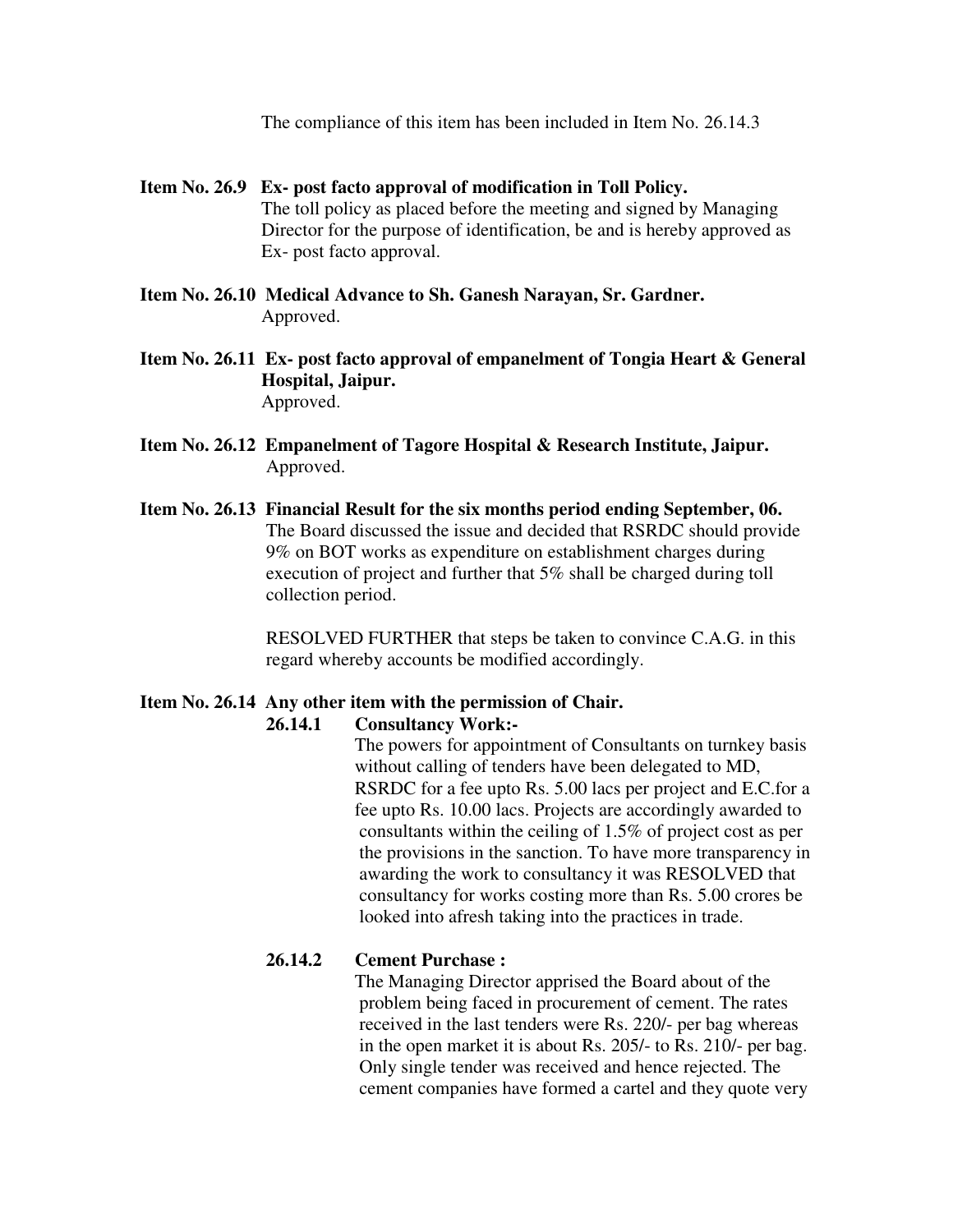The compliance of this item has been included in Item No. 26.14.3

**Item No. 26.9 Ex- post facto approval of modification in Toll Policy.**

The toll policy as placed before the meeting and signed by Managing Director for the purpose of identification, be and is hereby approved as Ex- post facto approval.

**Item No. 26.10 Medical Advance to Sh. Ganesh Narayan, Sr. Gardner.**

Approved.

**Item No. 26.11 Ex- post facto approval of empanelment of Tongia Heart & General Hospital, Jaipur.**

Approved.

**Item No. 26.12 Empanelment of Tagore Hospital & Research Institute, Jaipur.**

Approved.

**Item No. 26.13 Financial Result for the six months period ending September, 06.**

The Board discussed the issue and decided that RSRDC should provide 9% on BOT works as expenditure on establishment charges during execution of project and further that 5% shall be charged during toll collection period.

RESOLVED FURTHER that steps be taken to convince C.A.G. in this regard whereby accounts be modified accordingly.

**Item No. 26.14 Any other item with the permission of Chair.**

**26.14.1 Consultancy Work:-**

The powers for appointment of Consultants on turnkey basis without calling of tenders have been delegated to MD, RSRDC for a fee upto Rs. 5.00 lacs per project and E.C.for a fee upto Rs. 10.00 lacs. Projects are accordingly awarded to consultants within the ceiling of 1.5% of project cost as per the provisions in the sanction. To have more transparency in awarding the work to consultancy it was RESOLVED that consultancy for works costing more than Rs. 5.00 crores be looked into afresh taking into the practices in trade.

**26.14.2 Cement Purchase :**

The Managing Director apprised the Board about of the problem being faced in procurement of cement. The rates received in the last tenders were Rs. 220/- per bag whereas in the open market it is about Rs. 205/- to Rs. 210/- per bag. Only single tender was received and hence rejected. The cement companies have formed a cartel and they quote very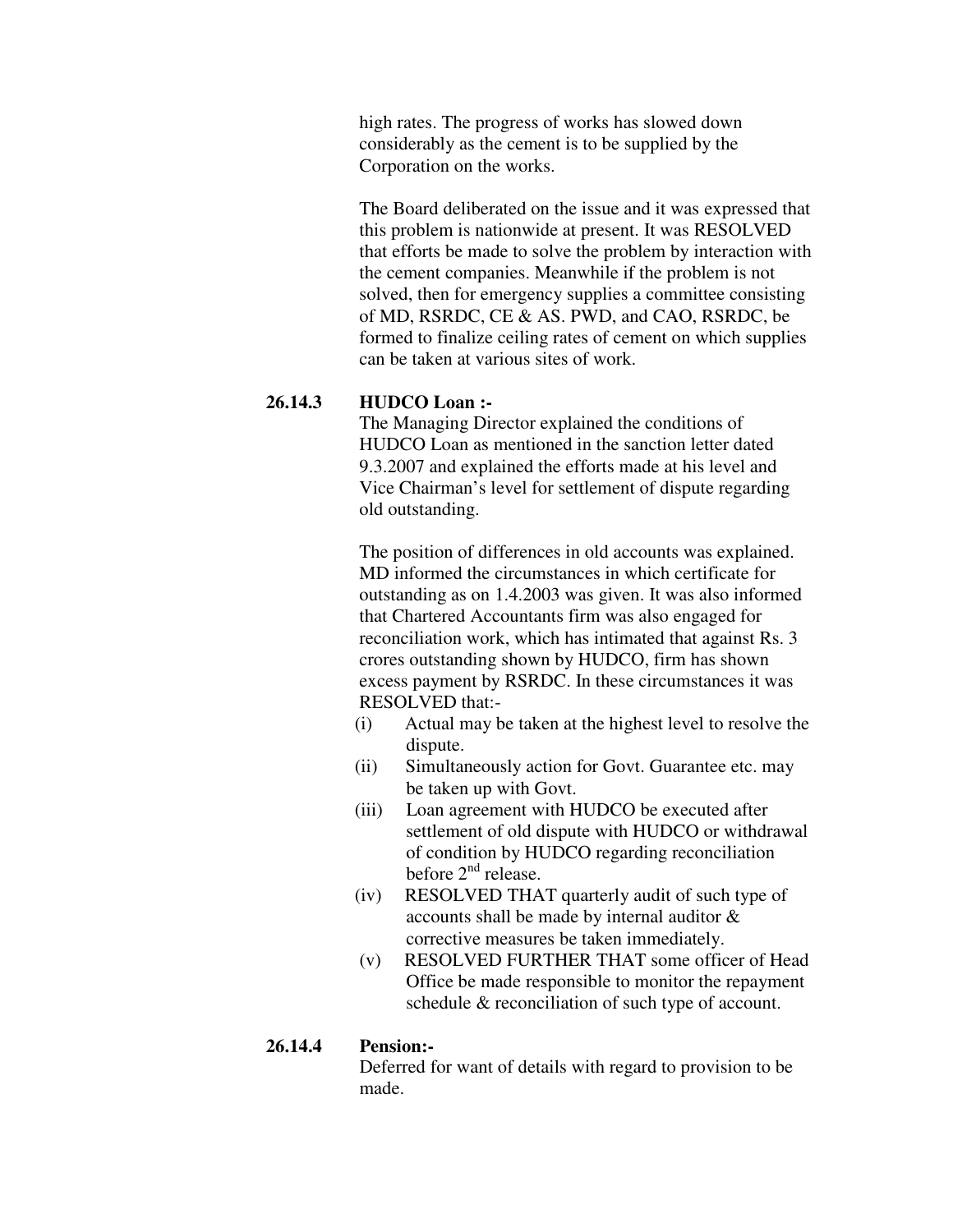high rates. The progress of works has slowed down considerably as the cement is to be supplied by the Corporation on the works.

The Board deliberated on the issue and it was expressed that this problem is nationwide at present. It was RESOLVED that efforts be made to solve the problem by interaction with the cement companies. Meanwhile if the problem is not solved, then for emergency supplies a committee consisting of MD, RSRDC, CE & AS. PWD, and CAO, RSRDC, be formed to finalize ceiling rates of cement on which supplies can be taken at various sites of work.

**26.14.3 HUDCO Loan :-**

The Managing Director explained the conditions of HUDCO Loan as mentioned in the sanction letter dated 9.3.2007 and explained the efforts made at his level and Vice Chairman's level for settlement of dispute regarding old outstanding.

The position of differences in old accounts was explained. MD informed the circumstances in which certificate for outstanding as on 1.4.2003 was given. It was also informed that Chartered Accountants firm was also engaged for reconciliation work, which has intimated that against Rs. 3 crores outstanding shown by HUDCO, firm has shown excess payment by RSRDC. In these circumstances it was RESOLVED that:-

(i) Actual may be taken at the highest level to resolve the dispute.

(ii) Simultaneously action for Govt. Guarantee etc. may be taken up with Govt.

(iii) Loan agreement with HUDCO be executed after settlement of old dispute with HUDCO or withdrawal of condition by HUDCO regarding reconciliation before 2nd release.

(iv) RESOLVED THAT quarterly audit of such type of accounts shall be made by internal auditor & corrective measures be taken immediately.

(v) RESOLVED FURTHER THAT some officer of Head Office be made responsible to monitor the repayment schedule & reconciliation of such type of account.

**26.14.4 Pension:-**

Deferred for want of details with regard to provision to be made.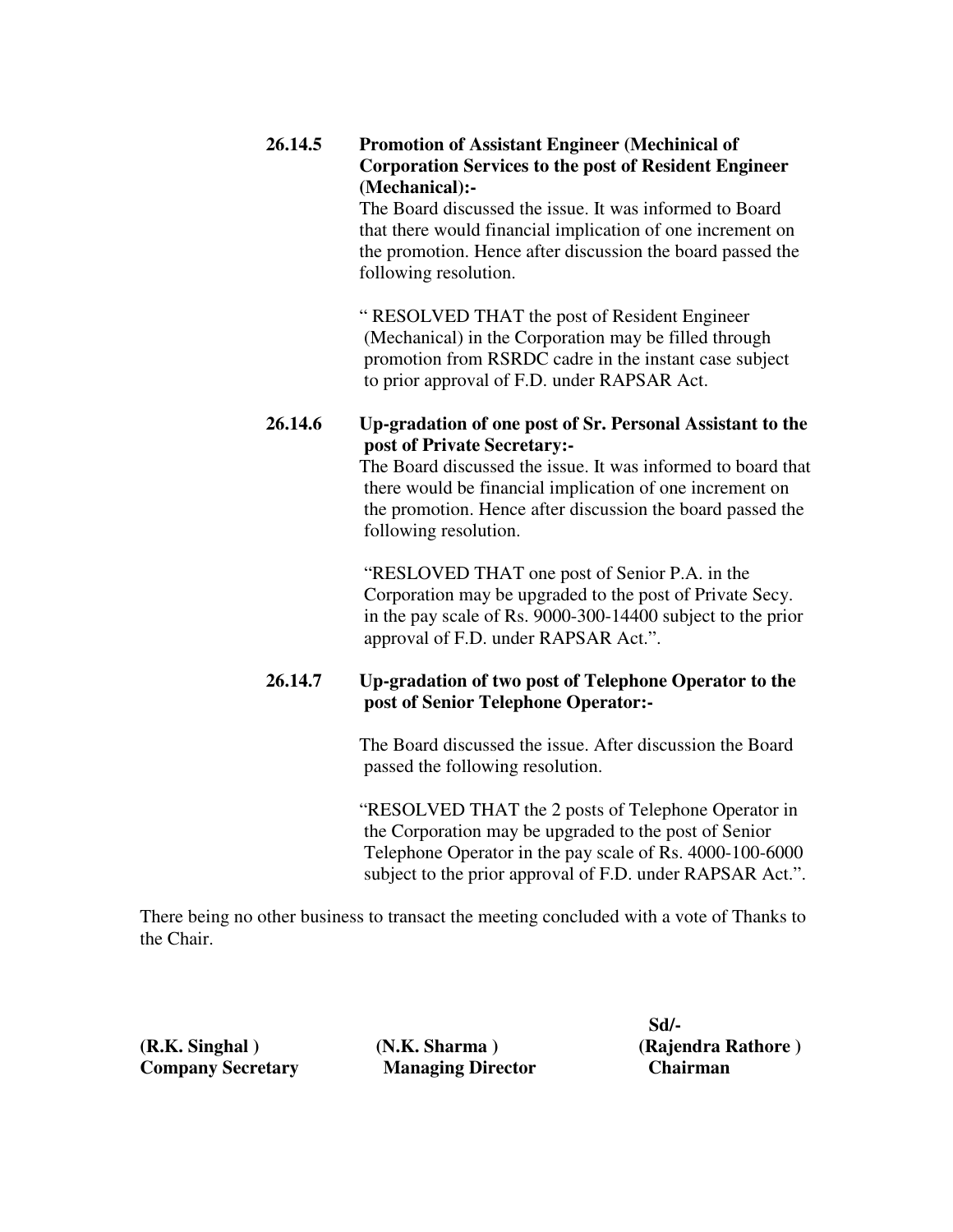**26.14.5 Promotion of Assistant Engineer (Mechinical of Corporation Services to the post of Resident Engineer (Mechanical):-**

The Board discussed the issue. It was informed to Board that there would financial implication of one increment on the promotion. Hence after discussion the board passed the following resolution.

" RESOLVED THAT the post of Resident Engineer (Mechanical) in the Corporation may be filled through promotion from RSRDC cadre in the instant case subject to prior approval of F.D. under RAPSAR Act.

**26.14.6 Up-gradation of one post of Sr. Personal Assistant to the post of Private Secretary:-**

The Board discussed the issue. It was informed to board that there would be financial implication of one increment on the promotion. Hence after discussion the board passed the following resolution.

"RESLOVED THAT one post of Senior P.A. in the Corporation may be upgraded to the post of Private Secy. in the pay scale of Rs. 9000-300-14400 subject to the prior approval of F.D. under RAPSAR Act.".

**26.14.7 Up-gradation of two post of Telephone Operator to the post of Senior Telephone Operator:-**

The Board discussed the issue. After discussion the Board passed the following resolution.

"RESOLVED THAT the 2 posts of Telephone Operator in the Corporation may be upgraded to the post of Senior Telephone Operator in the pay scale of Rs. 4000-100-6000 subject to the prior approval of F.D. under RAPSAR Act.".

There being no other business to transact the meeting concluded with a vote of Thanks to the Chair.

| | | |
|---|---|---|
| | | **Sd/-** |
| **(R.K. Singhal )** | **(N.K. Sharma )** | **(Rajendra Rathore )** |
| **Company Secretary** | **Managing Director** | **Chairman** |